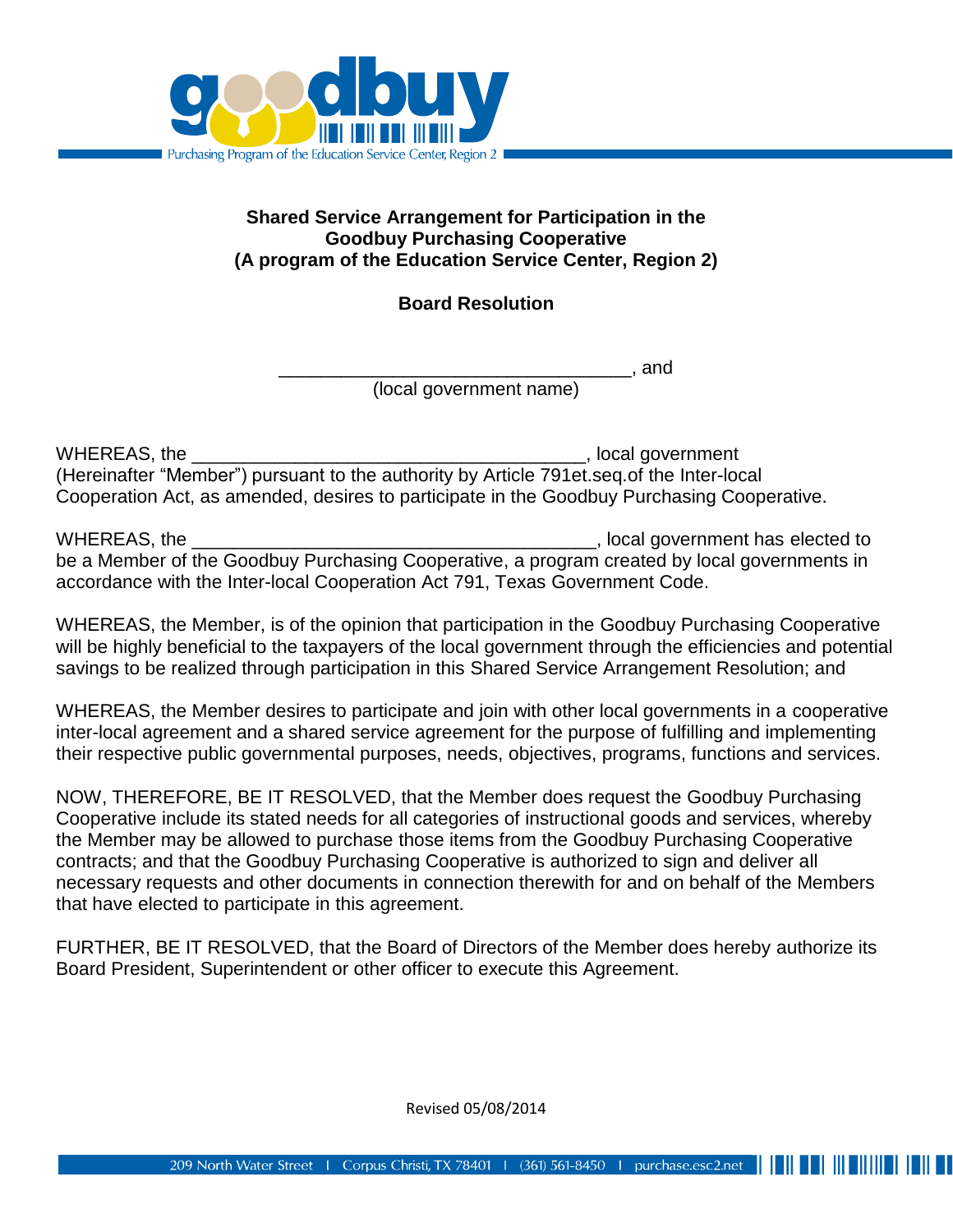goodbuy

Purchasing Program of the Education Service Center, Region 2

**Shared Service Arrangement for Participation in the Goodbuy Purchasing Cooperative (A program of the Education Service Center, Region 2)**

**Board Resolution**

__________________________________, and
(local government name)

WHEREAS, the ____________________________________, local government (Hereinafter "Member") pursuant to the authority by Article 791et.seq.of the Inter-local Cooperation Act, as amended, desires to participate in the Goodbuy Purchasing Cooperative.

WHEREAS, the ______________________________________, local government has elected to be a Member of the Goodbuy Purchasing Cooperative, a program created by local governments in accordance with the Inter-local Cooperation Act 791, Texas Government Code.

WHEREAS, the Member, is of the opinion that participation in the Goodbuy Purchasing Cooperative will be highly beneficial to the taxpayers of the local government through the efficiencies and potential savings to be realized through participation in this Shared Service Arrangement Resolution; and

WHEREAS, the Member desires to participate and join with other local governments in a cooperative inter-local agreement and a shared service agreement for the purpose of fulfilling and implementing their respective public governmental purposes, needs, objectives, programs, functions and services.

NOW, THEREFORE, BE IT RESOLVED, that the Member does request the Goodbuy Purchasing Cooperative include its stated needs for all categories of instructional goods and services, whereby the Member may be allowed to purchase those items from the Goodbuy Purchasing Cooperative contracts; and that the Goodbuy Purchasing Cooperative is authorized to sign and deliver all necessary requests and other documents in connection therewith for and on behalf of the Members that have elected to participate in this agreement.

FURTHER, BE IT RESOLVED, that the Board of Directors of the Member does hereby authorize its Board President, Superintendent or other officer to execute this Agreement.

Revised 05/08/2014

209 North Water Street | Corpus Christi, TX 78401 | (361) 561-8450 | purchase.esc2.net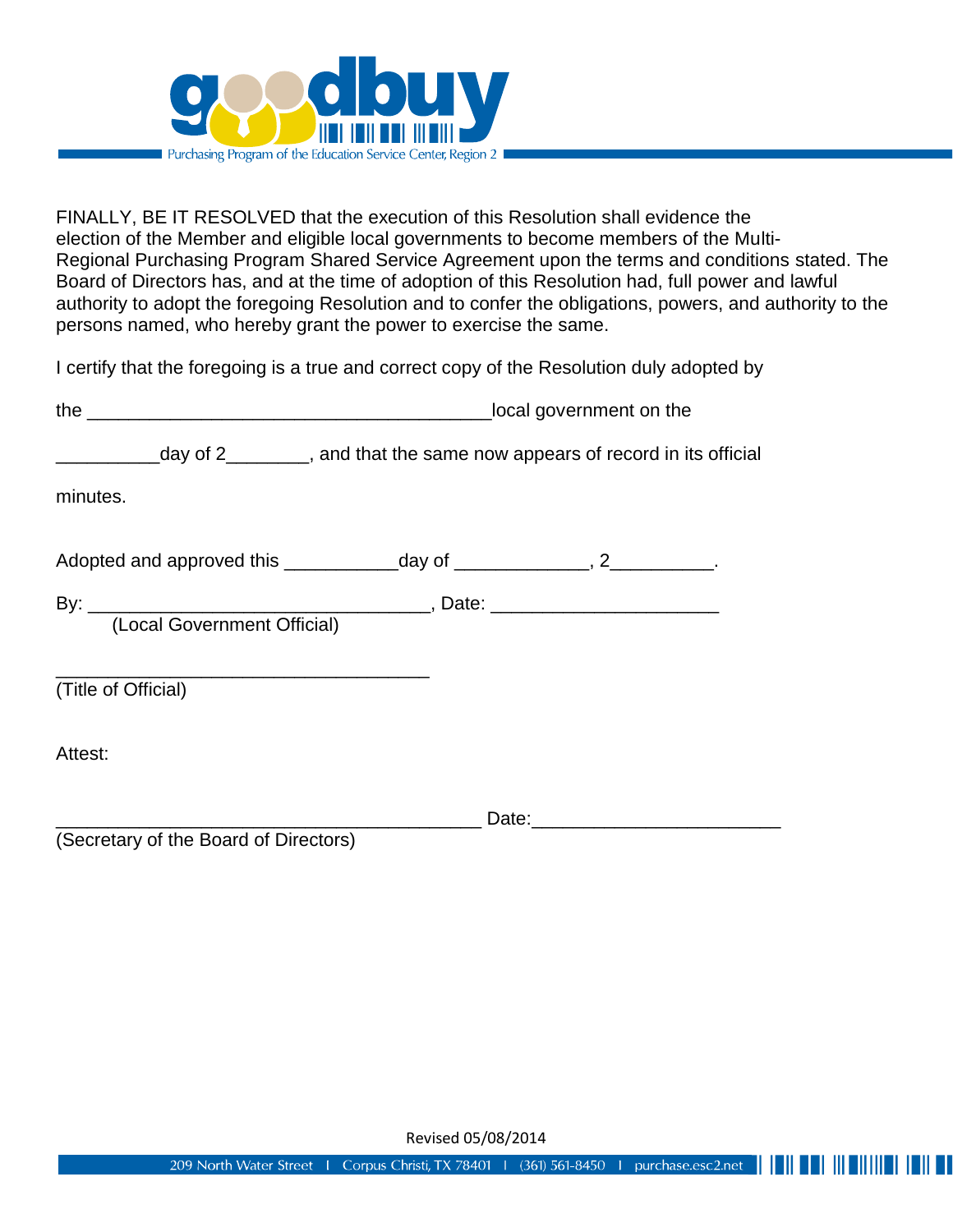FINALLY, BE IT RESOLVED that the execution of this Resolution shall evidence the election of the Member and eligible local governments to become members of the Multi-Regional Purchasing Program Shared Service Agreement upon the terms and conditions stated. The Board of Directors has, and at the time of adoption of this Resolution had, full power and lawful authority to adopt the foregoing Resolution and to confer the obligations, powers, and authority to the persons named, who hereby grant the power to exercise the same.

I certify that the foregoing is a true and correct copy of the Resolution duly adopted by

the ________________________________________local government on the

__________day of 2________, and that the same now appears of record in its official

minutes.

Adopted and approved this ___________day of _____________, 2__________.

By: __________________________________, Date: ______________________
(Local Government Official)

_____________________________________
(Title of Official)

Attest:

__________________________________________ Date:________________________
(Secretary of the Board of Directors)

Revised 05/08/2014